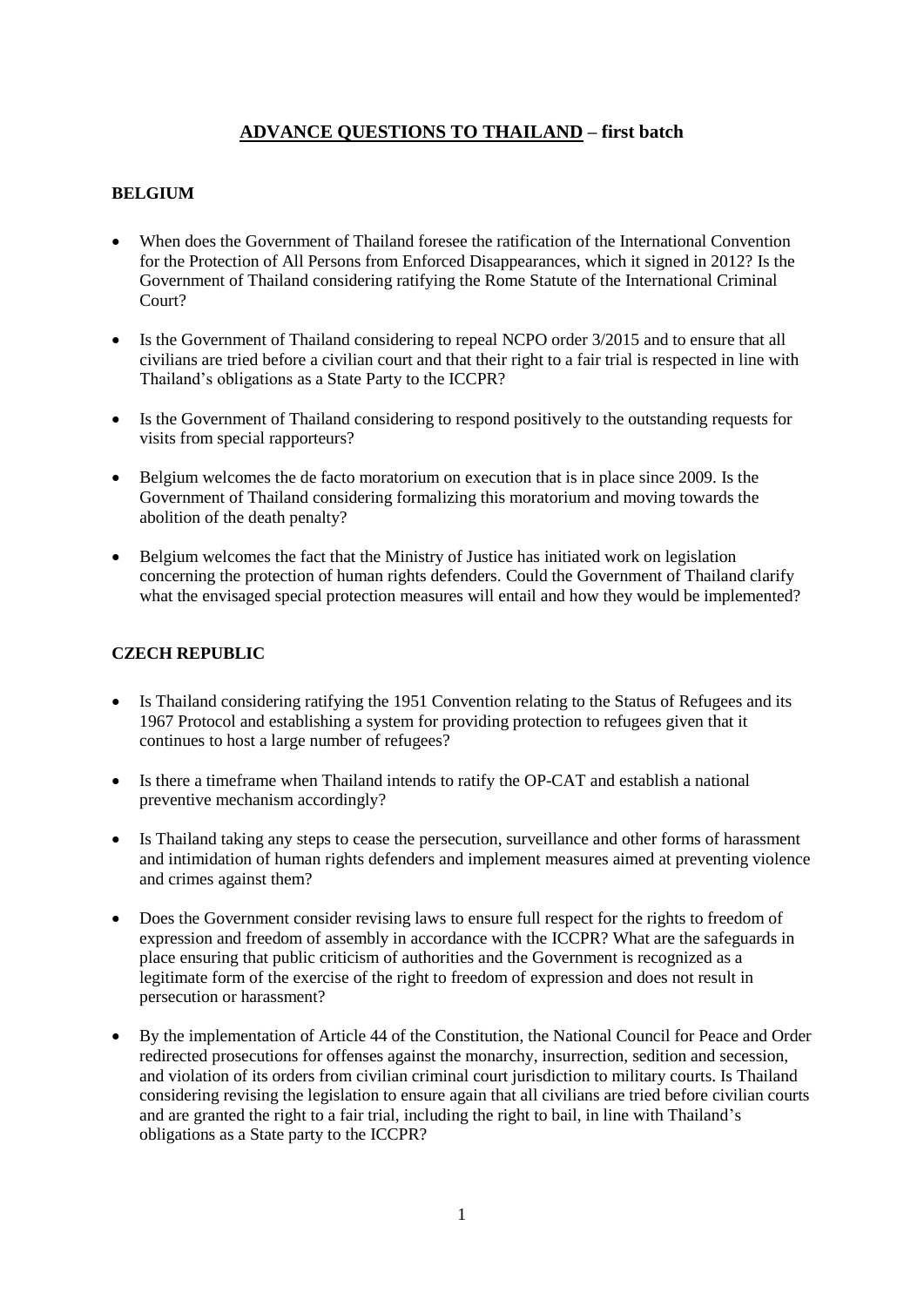# <u>ADVANCE QUESTIONS TO THAILAND</u> – first batch

## BELGIUM

- When does the Government of Thailand foresee the ratification of the International Convention for the Protection of All Persons from Enforced Disappearances, which it signed in 2012? Is the Government of Thailand considering ratifying the Rome Statute of the International Criminal Court?
- Is the Government of Thailand considering to repeal NCPO order 3/2015 and to ensure that all civilians are tried before a civilian court and that their right to a fair trial is respected in line with Thailand's obligations as a State Party to the ICCPR?
- Is the Government of Thailand considering to respond positively to the outstanding requests for visits from special rapporteurs?
- Belgium welcomes the de facto moratorium on execution that is in place since 2009. Is the Government of Thailand considering formalizing this moratorium and moving towards the abolition of the death penalty?
- Belgium welcomes the fact that the Ministry of Justice has initiated work on legislation concerning the protection of human rights defenders. Could the Government of Thailand clarify what the envisaged special protection measures will entail and how they would be implemented?

## CZECH REPUBLIC

- Is Thailand considering ratifying the 1951 Convention relating to the Status of Refugees and its 1967 Protocol and establishing a system for providing protection to refugees given that it continues to host a large number of refugees?
- Is there a timeframe when Thailand intends to ratify the OP-CAT and establish a national preventive mechanism accordingly?
- Is Thailand taking any steps to cease the persecution, surveillance and other forms of harassment and intimidation of human rights defenders and implement measures aimed at preventing violence and crimes against them?
- Does the Government consider revising laws to ensure full respect for the rights to freedom of expression and freedom of assembly in accordance with the ICCPR? What are the safeguards in place ensuring that public criticism of authorities and the Government is recognized as a legitimate form of the exercise of the right to freedom of expression and does not result in persecution or harassment?
- By the implementation of Article 44 of the Constitution, the National Council for Peace and Order redirected prosecutions for offenses against the monarchy, insurrection, sedition and secession, and violation of its orders from civilian criminal court jurisdiction to military courts. Is Thailand considering revising the legislation to ensure again that all civilians are tried before civilian courts and are granted the right to a fair trial, including the right to bail, in line with Thailand's obligations as a State party to the ICCPR?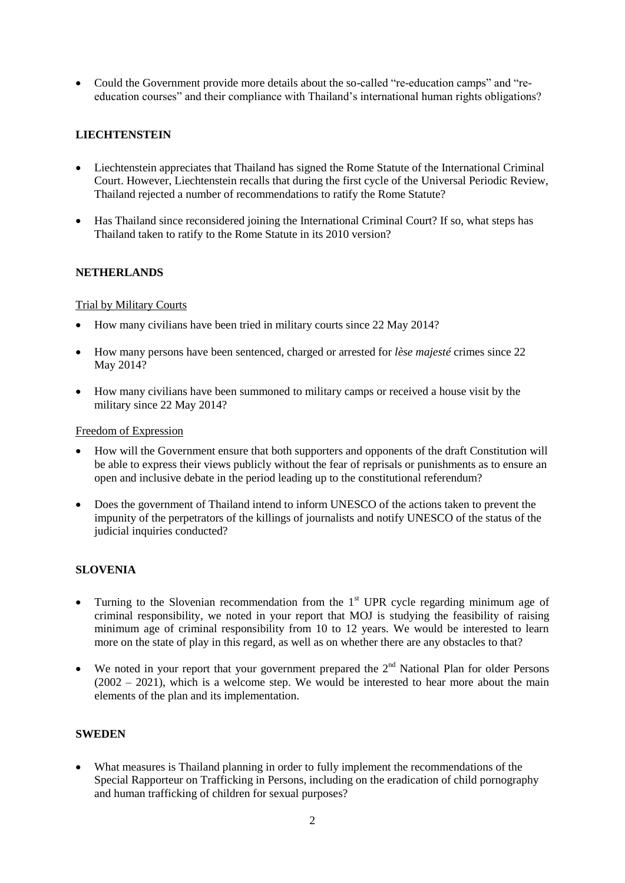- Could the Government provide more details about the so-called "re-education camps" and "re-education courses" and their compliance with Thailand's international human rights obligations?

**LIECHTENSTEIN**

- Liechtenstein appreciates that Thailand has signed the Rome Statute of the International Criminal Court. However, Liechtenstein recalls that during the first cycle of the Universal Periodic Review, Thailand rejected a number of recommendations to ratify the Rome Statute?
- Has Thailand since reconsidered joining the International Criminal Court? If so, what steps has Thailand taken to ratify to the Rome Statute in its 2010 version?

**NETHERLANDS**

Trial by Military Courts

- How many civilians have been tried in military courts since 22 May 2014?
- How many persons have been sentenced, charged or arrested for *lèse majesté* crimes since 22 May 2014?
- How many civilians have been summoned to military camps or received a house visit by the military since 22 May 2014?

Freedom of Expression

- How will the Government ensure that both supporters and opponents of the draft Constitution will be able to express their views publicly without the fear of reprisals or punishments as to ensure an open and inclusive debate in the period leading up to the constitutional referendum?
- Does the government of Thailand intend to inform UNESCO of the actions taken to prevent the impunity of the perpetrators of the killings of journalists and notify UNESCO of the status of the judicial inquiries conducted?

**SLOVENIA**

- Turning to the Slovenian recommendation from the 1st UPR cycle regarding minimum age of criminal responsibility, we noted in your report that MOJ is studying the feasibility of raising minimum age of criminal responsibility from 10 to 12 years. We would be interested to learn more on the state of play in this regard, as well as on whether there are any obstacles to that?
- We noted in your report that your government prepared the 2nd National Plan for older Persons (2002 – 2021), which is a welcome step. We would be interested to hear more about the main elements of the plan and its implementation.

**SWEDEN**

- What measures is Thailand planning in order to fully implement the recommendations of the Special Rapporteur on Trafficking in Persons, including on the eradication of child pornography and human trafficking of children for sexual purposes?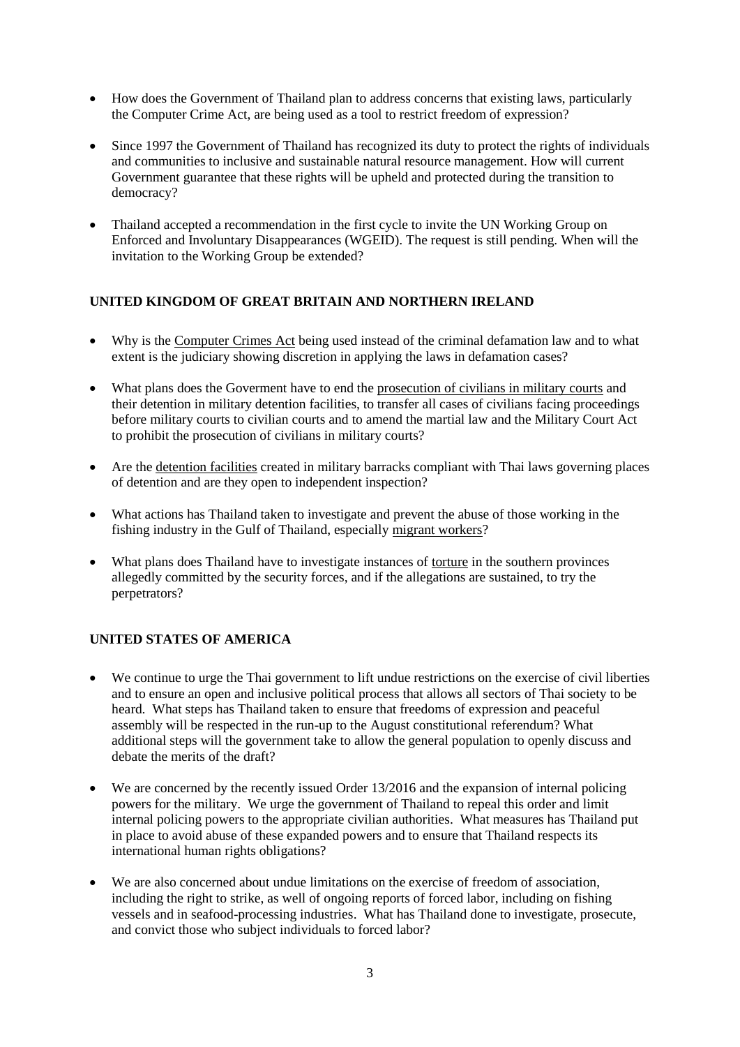- How does the Government of Thailand plan to address concerns that existing laws, particularly the Computer Crime Act, are being used as a tool to restrict freedom of expression?

- Since 1997 the Government of Thailand has recognized its duty to protect the rights of individuals and communities to inclusive and sustainable natural resource management. How will current Government guarantee that these rights will be upheld and protected during the transition to democracy?

- Thailand accepted a recommendation in the first cycle to invite the UN Working Group on Enforced and Involuntary Disappearances (WGEID). The request is still pending. When will the invitation to the Working Group be extended?

**UNITED KINGDOM OF GREAT BRITAIN AND NORTHERN IRELAND**

- Why is the Computer Crimes Act being used instead of the criminal defamation law and to what extent is the judiciary showing discretion in applying the laws in defamation cases?

- What plans does the Goverment have to end the prosecution of civilians in military courts and their detention in military detention facilities, to transfer all cases of civilians facing proceedings before military courts to civilian courts and to amend the martial law and the Military Court Act to prohibit the prosecution of civilians in military courts?

- Are the detention facilities created in military barracks compliant with Thai laws governing places of detention and are they open to independent inspection?

- What actions has Thailand taken to investigate and prevent the abuse of those working in the fishing industry in the Gulf of Thailand, especially migrant workers?

- What plans does Thailand have to investigate instances of torture in the southern provinces allegedly committed by the security forces, and if the allegations are sustained, to try the perpetrators?

**UNITED STATES OF AMERICA**

- We continue to urge the Thai government to lift undue restrictions on the exercise of civil liberties and to ensure an open and inclusive political process that allows all sectors of Thai society to be heard. What steps has Thailand taken to ensure that freedoms of expression and peaceful assembly will be respected in the run-up to the August constitutional referendum? What additional steps will the government take to allow the general population to openly discuss and debate the merits of the draft?

- We are concerned by the recently issued Order 13/2016 and the expansion of internal policing powers for the military. We urge the government of Thailand to repeal this order and limit internal policing powers to the appropriate civilian authorities. What measures has Thailand put in place to avoid abuse of these expanded powers and to ensure that Thailand respects its international human rights obligations?

- We are also concerned about undue limitations on the exercise of freedom of association, including the right to strike, as well of ongoing reports of forced labor, including on fishing vessels and in seafood-processing industries. What has Thailand done to investigate, prosecute, and convict those who subject individuals to forced labor?